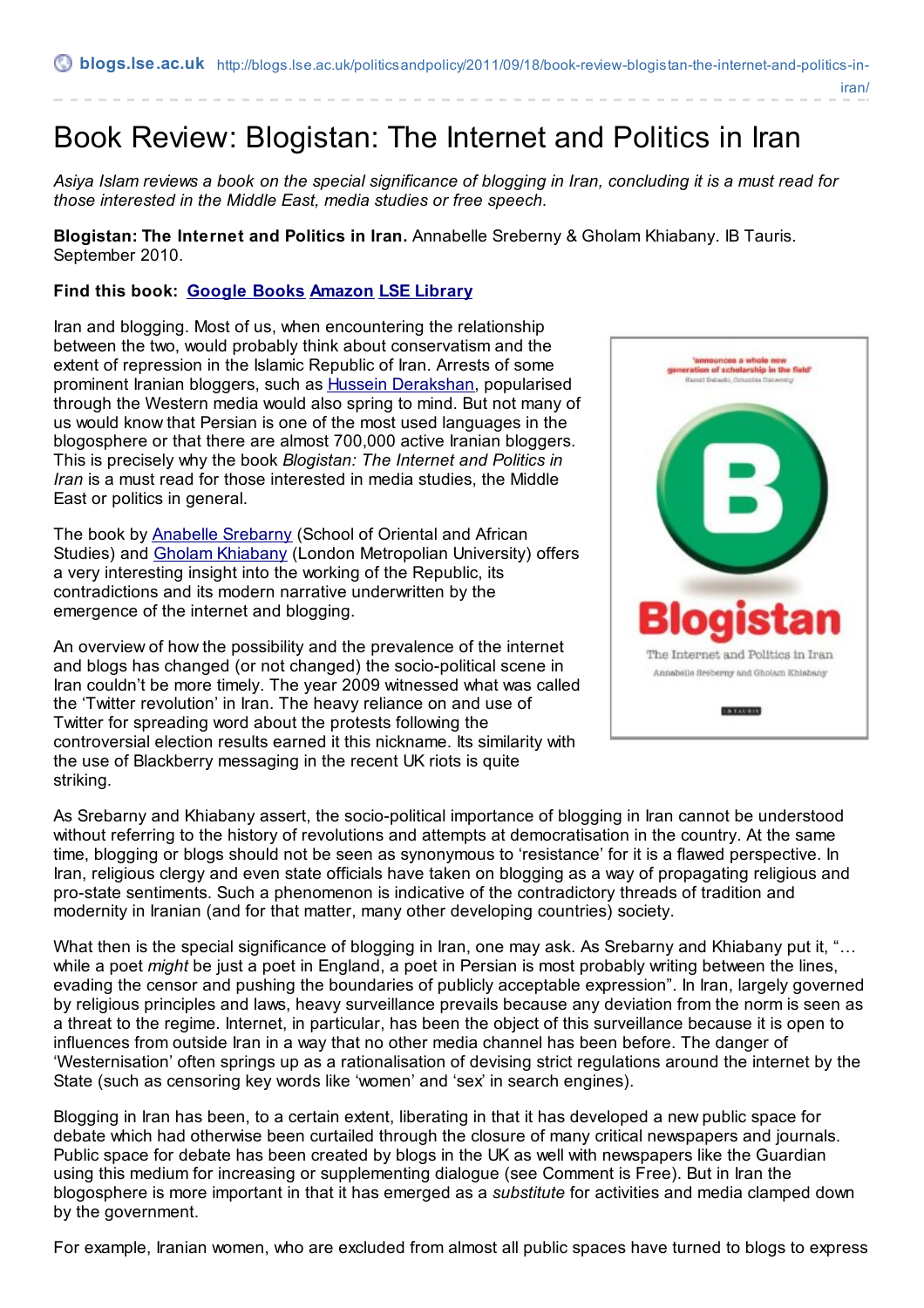blogs.lse.ac.uk http://blogs.lse.ac.uk/politicsandpolicy/2011/09/18/book-review-blogistan-the-internet-and-politics-in-iran/

# Book Review: Blogistan: The Internet and Politics in Iran

*Asiya Islam reviews a book on the special significance of blogging in Iran, concluding it is a must read for those interested in the Middle East, media studies or free speech.*

**Blogistan: The Internet and Politics in Iran.** Annabelle Sreberny & Gholam Khiabany. IB Tauris. September 2010.

**Find this book:** **[Google Books](#)** **[Amazon](#)** **[LSE Library](#)**

Iran and blogging. Most of us, when encountering the relationship between the two, would probably think about conservatism and the extent of repression in the Islamic Republic of Iran. Arrests of some prominent Iranian bloggers, such as [Hussein Derakshan](#), popularised through the Western media would also spring to mind. But not many of us would know that Persian is one of the most used languages in the blogosphere or that there are almost 700,000 active Iranian bloggers. This is precisely why the book *Blogistan: The Internet and Politics in Iran* is a must read for those interested in media studies, the Middle East or politics in general.

The book by [Anabelle Srebarny](#) (School of Oriental and African Studies) and [Gholam Khiabany](#) (London Metropolian University) offers a very interesting insight into the working of the Republic, its contradictions and its modern narrative underwritten by the emergence of the internet and blogging.

An overview of how the possibility and the prevalence of the internet and blogs has changed (or not changed) the socio-political scene in Iran couldn't be more timely. The year 2009 witnessed what was called the 'Twitter revolution' in Iran. The heavy reliance on and use of Twitter for spreading word about the protests following the controversial election results earned it this nickname. Its similarity with the use of Blackberry messaging in the recent UK riots is quite striking.

As Srebarny and Khiabany assert, the socio-political importance of blogging in Iran cannot be understood without referring to the history of revolutions and attempts at democratisation in the country. At the same time, blogging or blogs should not be seen as synonymous to 'resistance' for it is a flawed perspective. In Iran, religious clergy and even state officials have taken on blogging as a way of propagating religious and pro-state sentiments. Such a phenomenon is indicative of the contradictory threads of tradition and modernity in Iranian (and for that matter, many other developing countries) society.

What then is the special significance of blogging in Iran, one may ask. As Srebarny and Khiabany put it, "… while a poet *might* be just a poet in England, a poet in Persian is most probably writing between the lines, evading the censor and pushing the boundaries of publicly acceptable expression". In Iran, largely governed by religious principles and laws, heavy surveillance prevails because any deviation from the norm is seen as a threat to the regime. Internet, in particular, has been the object of this surveillance because it is open to influences from outside Iran in a way that no other media channel has been before. The danger of 'Westernisation' often springs up as a rationalisation of devising strict regulations around the internet by the State (such as censoring key words like 'women' and 'sex' in search engines).

Blogging in Iran has been, to a certain extent, liberating in that it has developed a new public space for debate which had otherwise been curtailed through the closure of many critical newspapers and journals. Public space for debate has been created by blogs in the UK as well with newspapers like the Guardian using this medium for increasing or supplementing dialogue (see Comment is Free). But in Iran the blogosphere is more important in that it has emerged as a *substitute* for activities and media clamped down by the government.

For example, Iranian women, who are excluded from almost all public spaces have turned to blogs to express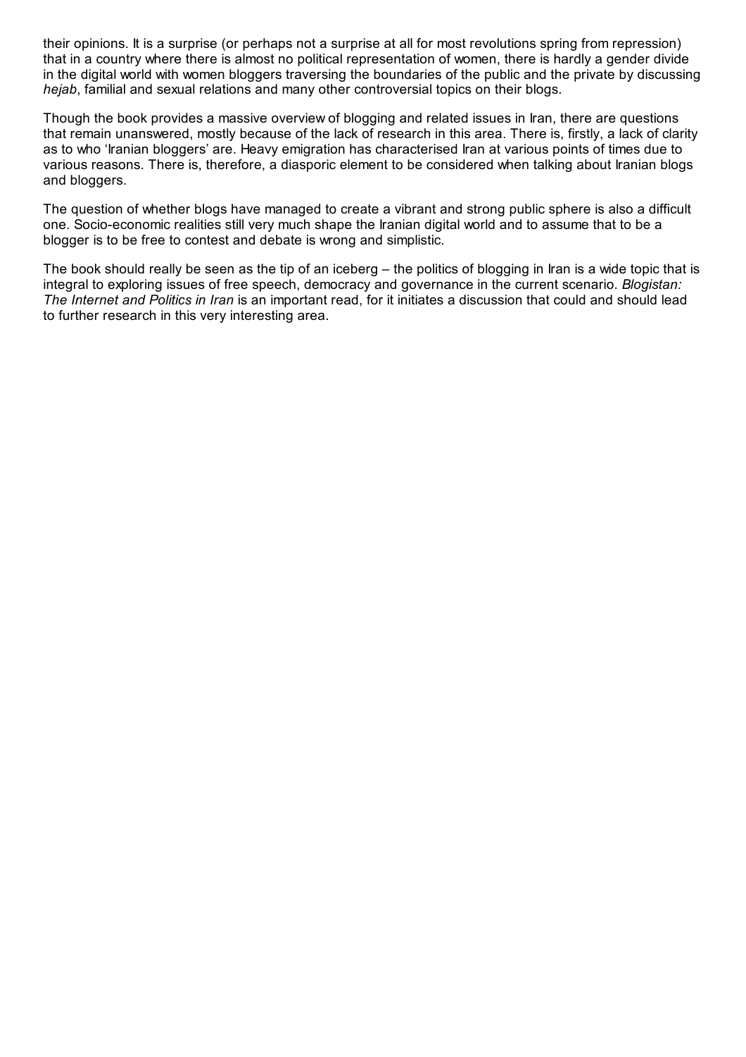their opinions. It is a surprise (or perhaps not a surprise at all for most revolutions spring from repression) that in a country where there is almost no political representation of women, there is hardly a gender divide in the digital world with women bloggers traversing the boundaries of the public and the private by discussing *hejab*, familial and sexual relations and many other controversial topics on their blogs.

Though the book provides a massive overview of blogging and related issues in Iran, there are questions that remain unanswered, mostly because of the lack of research in this area. There is, firstly, a lack of clarity as to who 'Iranian bloggers' are. Heavy emigration has characterised Iran at various points of times due to various reasons. There is, therefore, a diasporic element to be considered when talking about Iranian blogs and bloggers.

The question of whether blogs have managed to create a vibrant and strong public sphere is also a difficult one. Socio-economic realities still very much shape the Iranian digital world and to assume that to be a blogger is to be free to contest and debate is wrong and simplistic.

The book should really be seen as the tip of an iceberg – the politics of blogging in Iran is a wide topic that is integral to exploring issues of free speech, democracy and governance in the current scenario. *Blogistan: The Internet and Politics in Iran* is an important read, for it initiates a discussion that could and should lead to further research in this very interesting area.